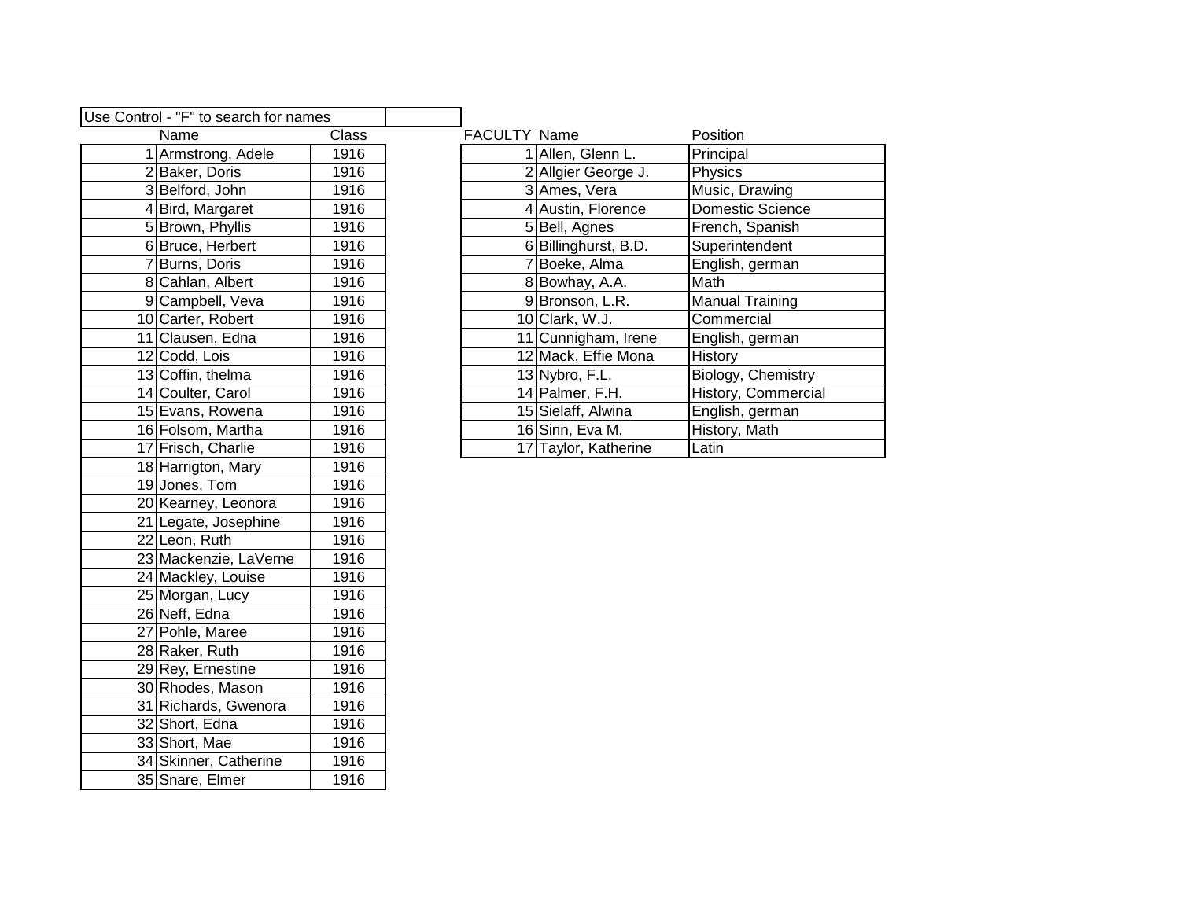Use Control - "F" to search for names

| | Name | Class |
|---|---|---|
| 1 | Armstrong, Adele | 1916 |
| 2 | Baker, Doris | 1916 |
| 3 | Belford, John | 1916 |
| 4 | Bird, Margaret | 1916 |
| 5 | Brown, Phyllis | 1916 |
| 6 | Bruce, Herbert | 1916 |
| 7 | Burns, Doris | 1916 |
| 8 | Cahlan, Albert | 1916 |
| 9 | Campbell, Veva | 1916 |
| 10 | Carter, Robert | 1916 |
| 11 | Clausen, Edna | 1916 |
| 12 | Codd, Lois | 1916 |
| 13 | Coffin, thelma | 1916 |
| 14 | Coulter, Carol | 1916 |
| 15 | Evans, Rowena | 1916 |
| 16 | Folsom, Martha | 1916 |
| 17 | Frisch, Charlie | 1916 |
| 18 | Harrigton, Mary | 1916 |
| 19 | Jones, Tom | 1916 |
| 20 | Kearney, Leonora | 1916 |
| 21 | Legate, Josephine | 1916 |
| 22 | Leon, Ruth | 1916 |
| 23 | Mackenzie, LaVerne | 1916 |
| 24 | Mackley, Louise | 1916 |
| 25 | Morgan, Lucy | 1916 |
| 26 | Neff, Edna | 1916 |
| 27 | Pohle, Maree | 1916 |
| 28 | Raker, Ruth | 1916 |
| 29 | Rey, Ernestine | 1916 |
| 30 | Rhodes, Mason | 1916 |
| 31 | Richards, Gwenora | 1916 |
| 32 | Short, Edna | 1916 |
| 33 | Short, Mae | 1916 |
| 34 | Skinner, Catherine | 1916 |
| 35 | Snare, Elmer | 1916 |

| FACULTY | Name | Position |
|---|---|---|
| 1 | Allen, Glenn L. | Principal |
| 2 | Allgier George J. | Physics |
| 3 | Ames, Vera | Music, Drawing |
| 4 | Austin, Florence | Domestic Science |
| 5 | Bell, Agnes | French, Spanish |
| 6 | Billinghurst, B.D. | Superintendent |
| 7 | Boeke, Alma | English, german |
| 8 | Bowhay, A.A. | Math |
| 9 | Bronson, L.R. | Manual Training |
| 10 | Clark, W.J. | Commercial |
| 11 | Cunnigham, Irene | English, german |
| 12 | Mack, Effie Mona | History |
| 13 | Nybro, F.L. | Biology, Chemistry |
| 14 | Palmer, F.H. | History, Commercial |
| 15 | Sielaff, Alwina | English, german |
| 16 | Sinn, Eva M. | History, Math |
| 17 | Taylor, Katherine | Latin |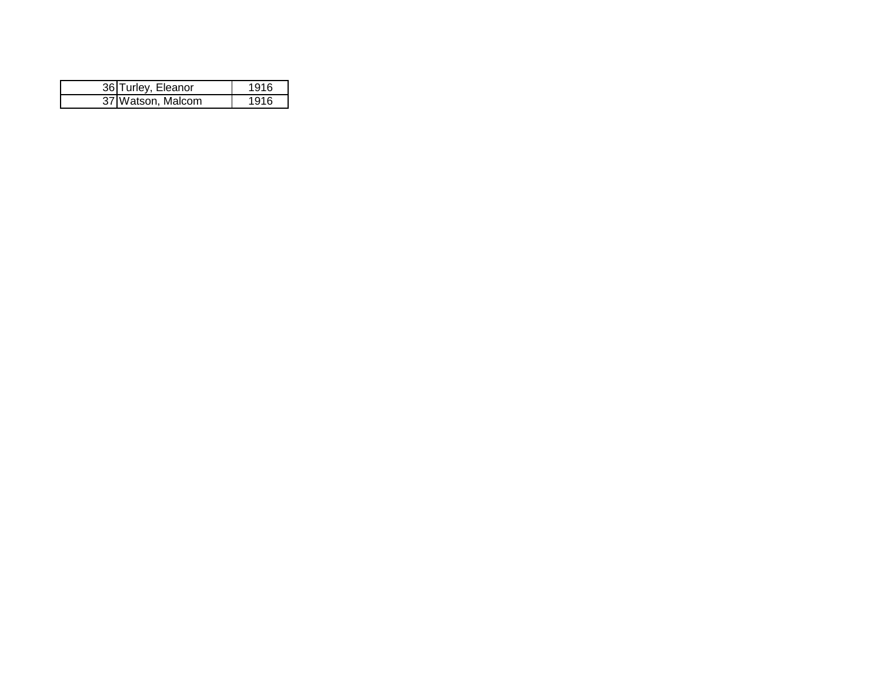| | | |
|---|---|---|
| 36 | Turley, Eleanor | 1916 |
| 37 | Watson, Malcom | 1916 |